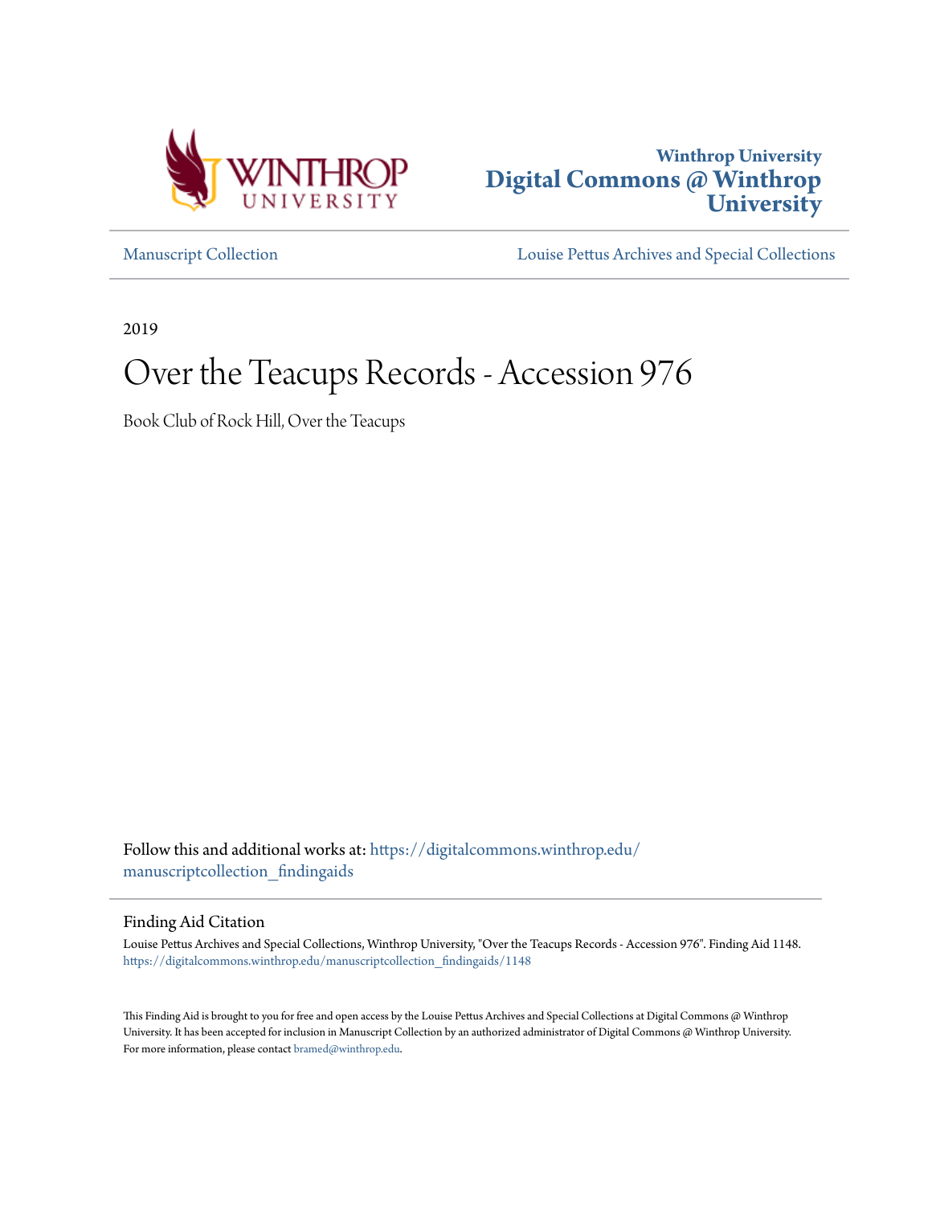Winthrop University
**Digital Commons @ Winthrop University**

Manuscript Collection | Louise Pettus Archives and Special Collections

2019

# Over the Teacups Records - Accession 976

Book Club of Rock Hill, Over the Teacups

Follow this and additional works at: https://digitalcommons.winthrop.edu/manuscriptcollection_findingaids

## Finding Aid Citation

Louise Pettus Archives and Special Collections, Winthrop University, "Over the Teacups Records - Accession 976". Finding Aid 1148.
https://digitalcommons.winthrop.edu/manuscriptcollection_findingaids/1148

This Finding Aid is brought to you for free and open access by the Louise Pettus Archives and Special Collections at Digital Commons @ Winthrop University. It has been accepted for inclusion in Manuscript Collection by an authorized administrator of Digital Commons @ Winthrop University. For more information, please contact bramed@winthrop.edu.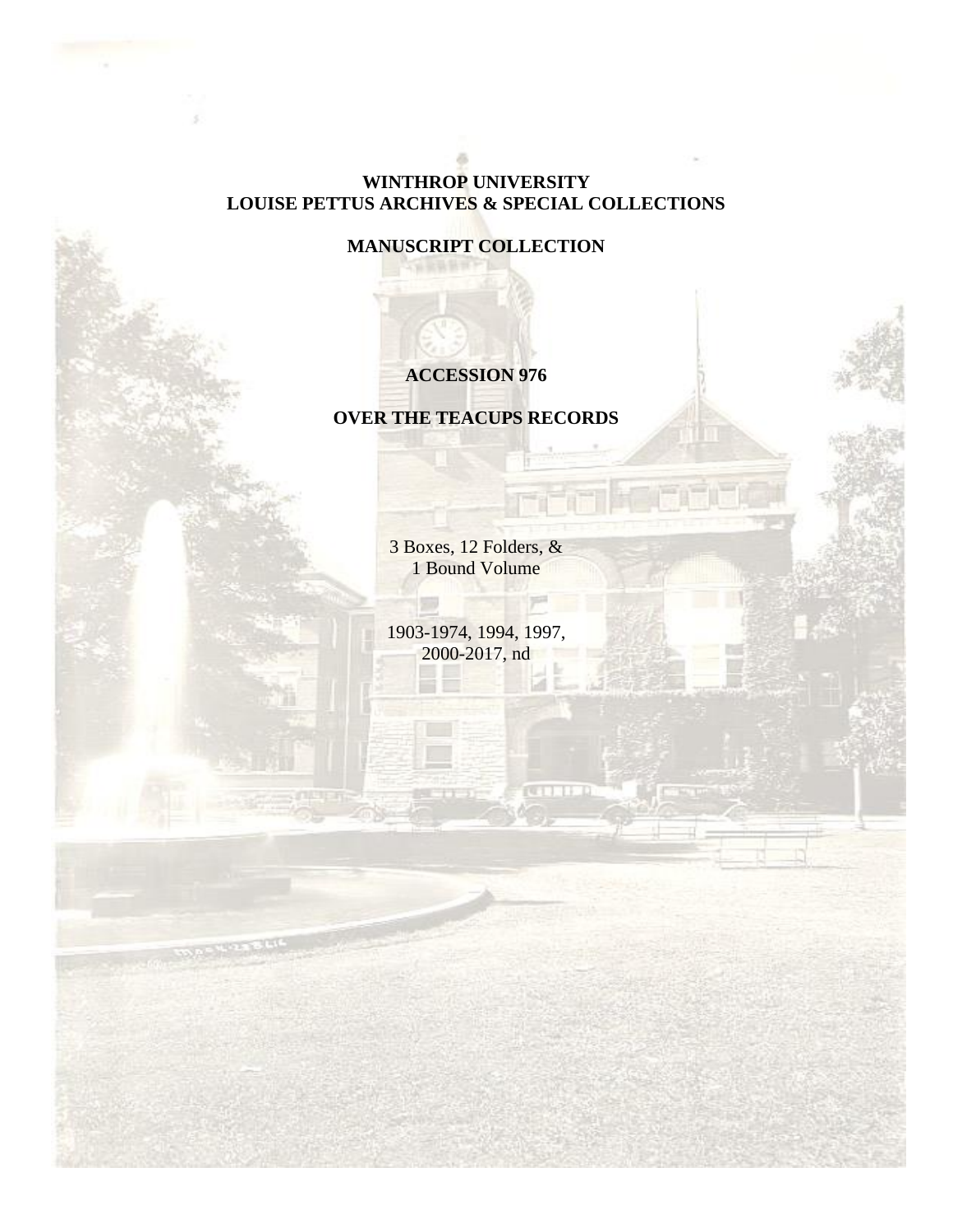**WINTHROP UNIVERSITY**
**LOUISE PETTUS ARCHIVES & SPECIAL COLLECTIONS**

**MANUSCRIPT COLLECTION**

**ACCESSION 976**

**OVER THE TEACUPS RECORDS**

3 Boxes, 12 Folders, &
1 Bound Volume

1903-1974, 1994, 1997,
2000-2017, nd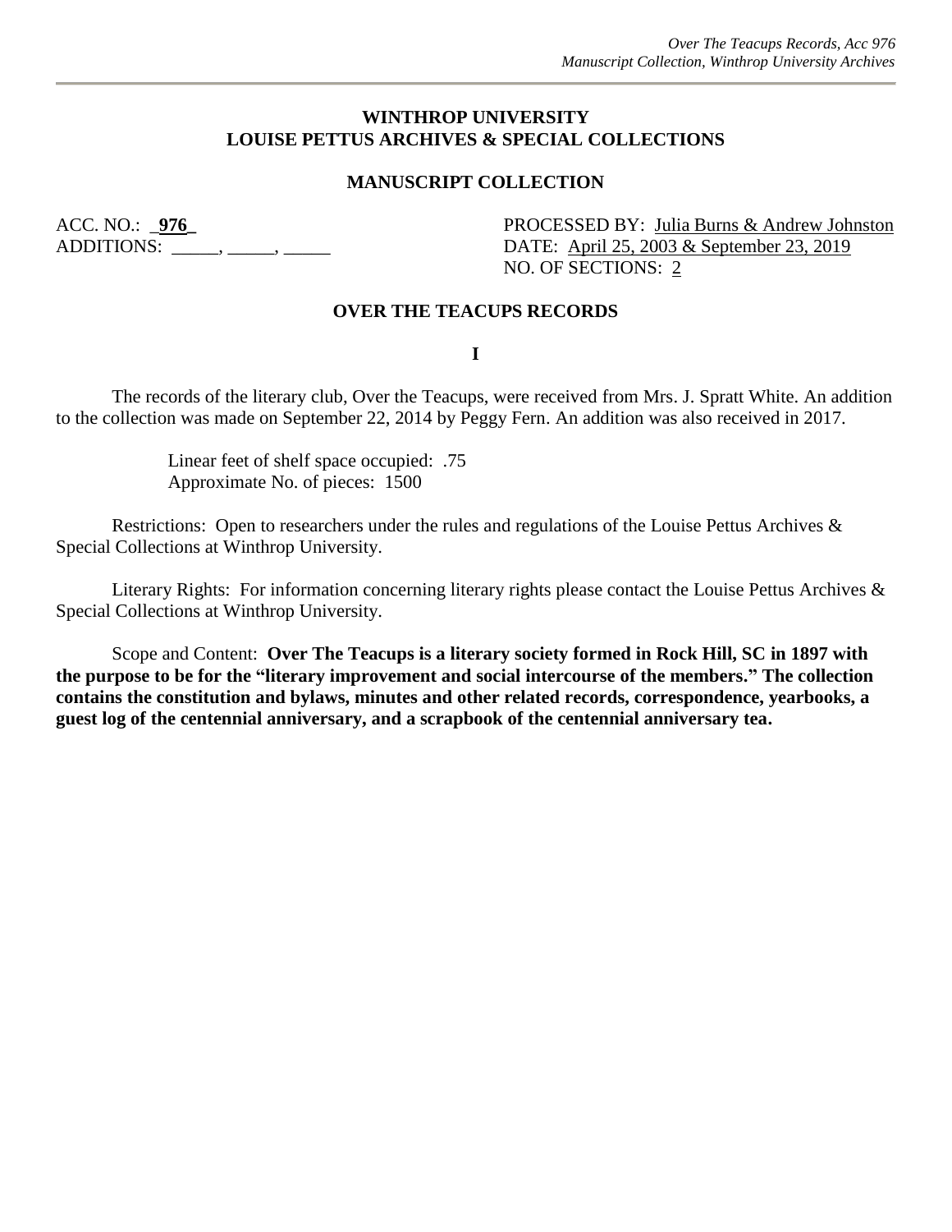**WINTHROP UNIVERSITY**
**LOUISE PETTUS ARCHIVES & SPECIAL COLLECTIONS**

**MANUSCRIPT COLLECTION**

ACC. NO.: _**976**_
ADDITIONS: _____, _____, _____

PROCESSED BY: Julia Burns & Andrew Johnston
DATE: April 25, 2003 & September 23, 2019
NO. OF SECTIONS: 2

**OVER THE TEACUPS RECORDS**

**I**

The records of the literary club, Over the Teacups, were received from Mrs. J. Spratt White. An addition to the collection was made on September 22, 2014 by Peggy Fern. An addition was also received in 2017.

Linear feet of shelf space occupied: .75
Approximate No. of pieces: 1500

Restrictions: Open to researchers under the rules and regulations of the Louise Pettus Archives & Special Collections at Winthrop University.

Literary Rights: For information concerning literary rights please contact the Louise Pettus Archives & Special Collections at Winthrop University.

Scope and Content: **Over The Teacups is a literary society formed in Rock Hill, SC in 1897 with the purpose to be for the "literary improvement and social intercourse of the members." The collection contains the constitution and bylaws, minutes and other related records, correspondence, yearbooks, a guest log of the centennial anniversary, and a scrapbook of the centennial anniversary tea.**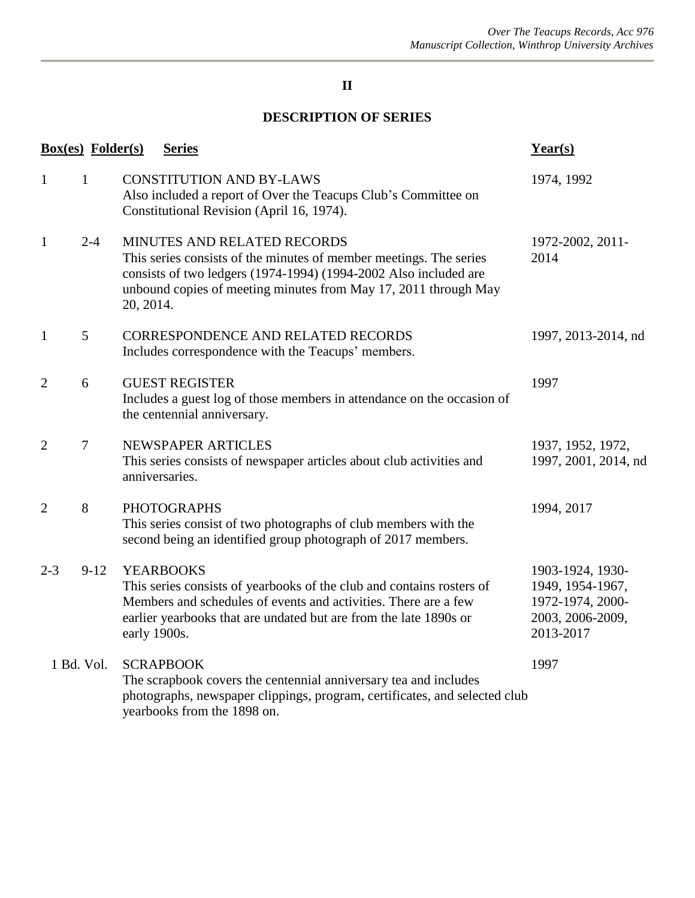## II

## DESCRIPTION OF SERIES

| Box(es) | Folder(s) | Series | Year(s) |
|---|---|---|---|
| 1 | 1 | CONSTITUTION AND BY-LAWS<br>Also included a report of Over the Teacups Club's Committee on Constitutional Revision (April 16, 1974). | 1974, 1992 |
| 1 | 2-4 | MINUTES AND RELATED RECORDS<br>This series consists of the minutes of member meetings. The series consists of two ledgers (1974-1994) (1994-2002 Also included are unbound copies of meeting minutes from May 17, 2011 through May 20, 2014. | 1972-2002, 2011-2014 |
| 1 | 5 | CORRESPONDENCE AND RELATED RECORDS<br>Includes correspondence with the Teacups' members. | 1997, 2013-2014, nd |
| 2 | 6 | GUEST REGISTER<br>Includes a guest log of those members in attendance on the occasion of the centennial anniversary. | 1997 |
| 2 | 7 | NEWSPAPER ARTICLES<br>This series consists of newspaper articles about club activities and anniversaries. | 1937, 1952, 1972, 1997, 2001, 2014, nd |
| 2 | 8 | PHOTOGRAPHS<br>This series consist of two photographs of club members with the second being an identified group photograph of 2017 members. | 1994, 2017 |
| 2-3 | 9-12 | YEARBOOKS<br>This series consists of yearbooks of the club and contains rosters of Members and schedules of events and activities. There are a few earlier yearbooks that are undated but are from the late 1890s or early 1900s. | 1903-1924, 1930-1949, 1954-1967, 1972-1974, 2000-2003, 2006-2009, 2013-2017 |
| 1 Bd. Vol. | | SCRAPBOOK<br>The scrapbook covers the centennial anniversary tea and includes photographs, newspaper clippings, program, certificates, and selected club yearbooks from the 1898 on. | 1997 |